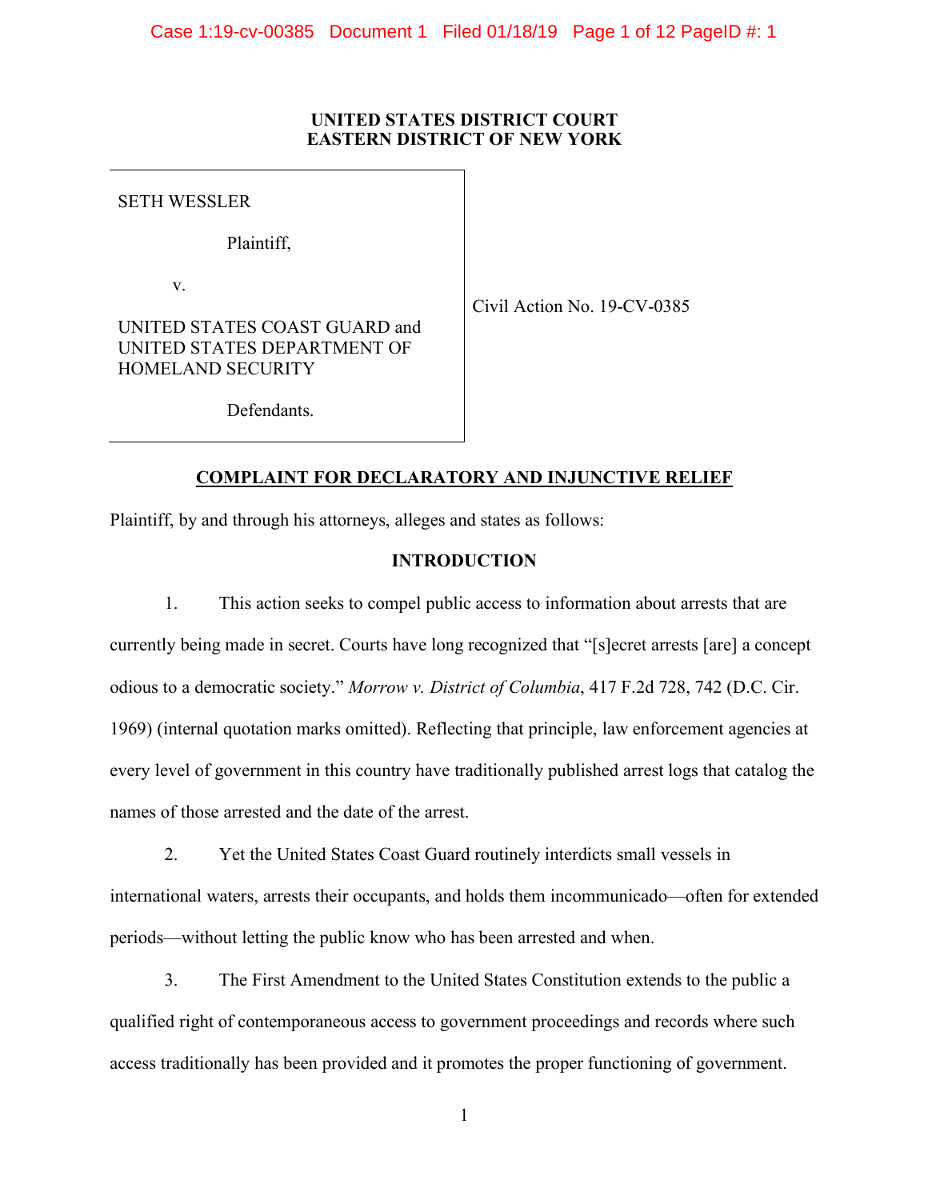**UNITED STATES DISTRICT COURT**
**EASTERN DISTRICT OF NEW YORK**

| | |
|---|---|
| SETH WESSLER<br><br>Plaintiff,<br><br>v.<br><br>UNITED STATES COAST GUARD and UNITED STATES DEPARTMENT OF HOMELAND SECURITY<br><br>Defendants. | Civil Action No. 19-CV-0385 |

## COMPLAINT FOR DECLARATORY AND INJUNCTIVE RELIEF

Plaintiff, by and through his attorneys, alleges and states as follows:

### INTRODUCTION

1. This action seeks to compel public access to information about arrests that are currently being made in secret. Courts have long recognized that "[s]ecret arrests [are] a concept odious to a democratic society." *Morrow v. District of Columbia*, 417 F.2d 728, 742 (D.C. Cir. 1969) (internal quotation marks omitted). Reflecting that principle, law enforcement agencies at every level of government in this country have traditionally published arrest logs that catalog the names of those arrested and the date of the arrest.

2. Yet the United States Coast Guard routinely interdicts small vessels in international waters, arrests their occupants, and holds them incommunicado—often for extended periods—without letting the public know who has been arrested and when.

3. The First Amendment to the United States Constitution extends to the public a qualified right of contemporaneous access to government proceedings and records where such access traditionally has been provided and it promotes the proper functioning of government.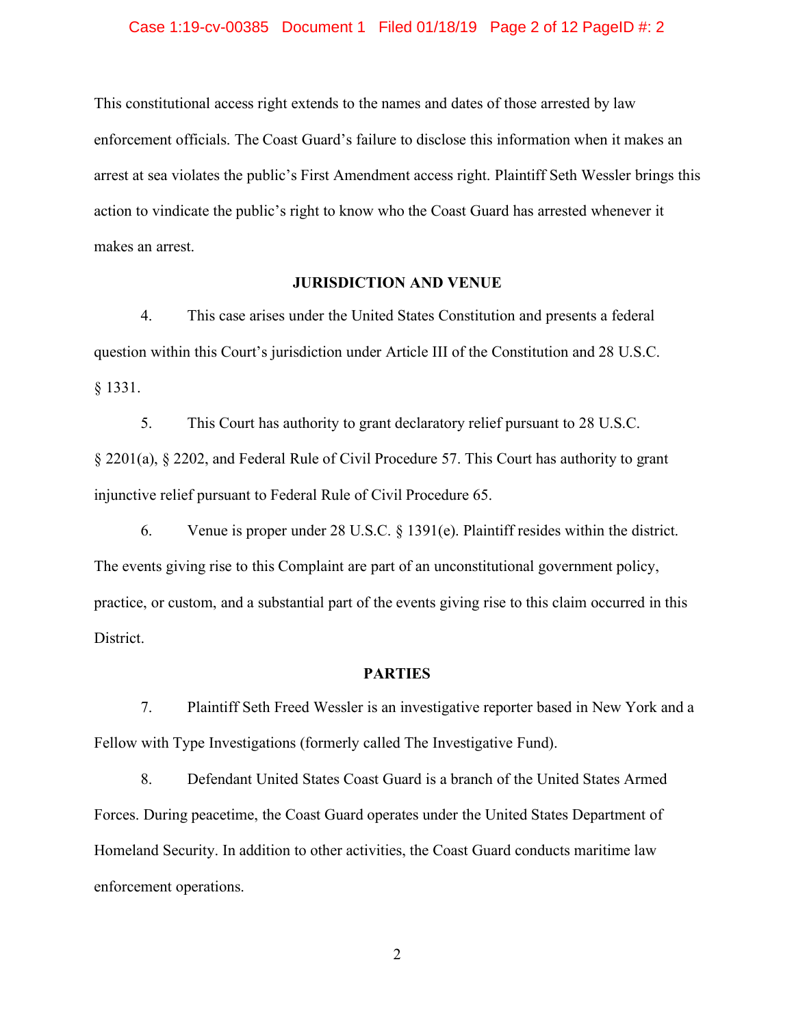This constitutional access right extends to the names and dates of those arrested by law enforcement officials. The Coast Guard's failure to disclose this information when it makes an arrest at sea violates the public's First Amendment access right. Plaintiff Seth Wessler brings this action to vindicate the public's right to know who the Coast Guard has arrested whenever it makes an arrest.

## JURISDICTION AND VENUE

4. This case arises under the United States Constitution and presents a federal question within this Court's jurisdiction under Article III of the Constitution and 28 U.S.C. § 1331.

5. This Court has authority to grant declaratory relief pursuant to 28 U.S.C. § 2201(a), § 2202, and Federal Rule of Civil Procedure 57. This Court has authority to grant injunctive relief pursuant to Federal Rule of Civil Procedure 65.

6. Venue is proper under 28 U.S.C. § 1391(e). Plaintiff resides within the district. The events giving rise to this Complaint are part of an unconstitutional government policy, practice, or custom, and a substantial part of the events giving rise to this claim occurred in this District.

## PARTIES

7. Plaintiff Seth Freed Wessler is an investigative reporter based in New York and a Fellow with Type Investigations (formerly called The Investigative Fund).

8. Defendant United States Coast Guard is a branch of the United States Armed Forces. During peacetime, the Coast Guard operates under the United States Department of Homeland Security. In addition to other activities, the Coast Guard conducts maritime law enforcement operations.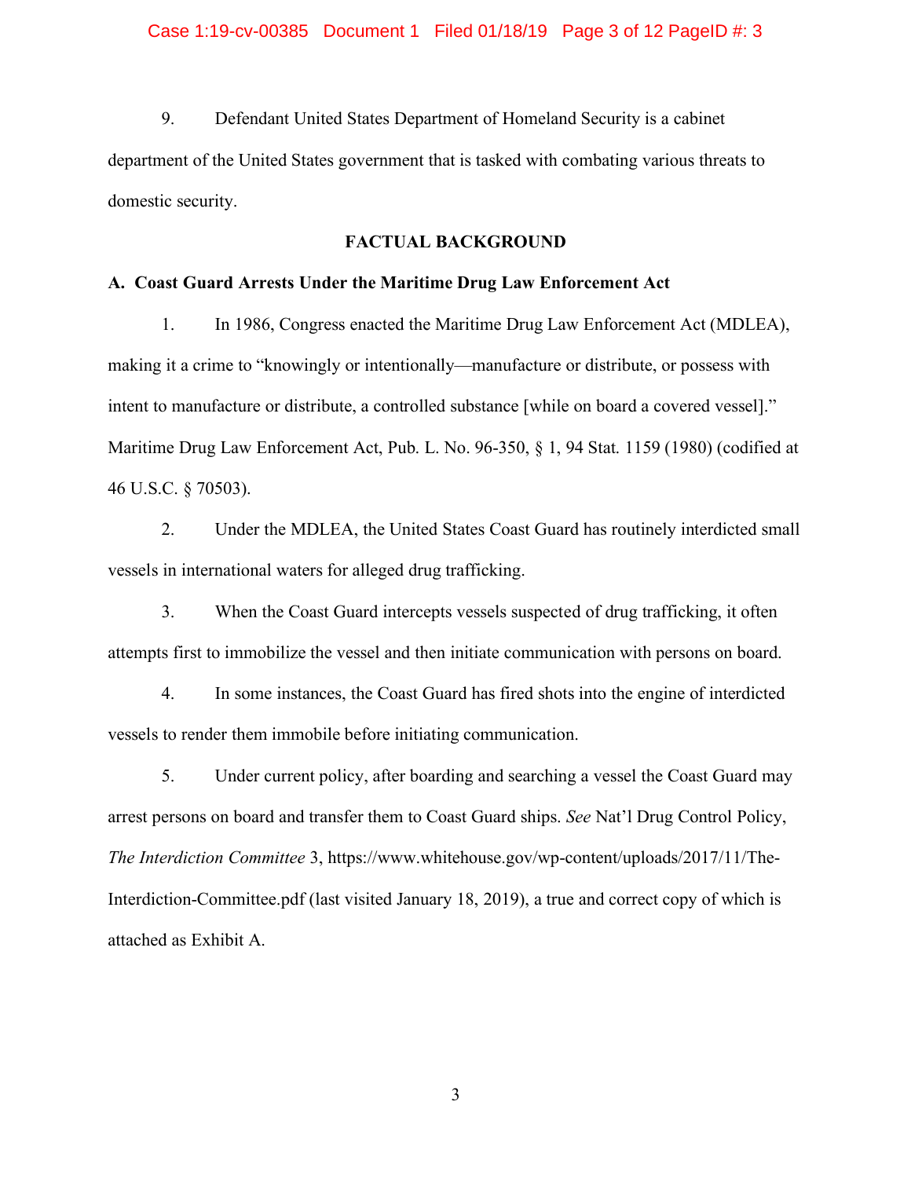9. Defendant United States Department of Homeland Security is a cabinet department of the United States government that is tasked with combating various threats to domestic security.

## FACTUAL BACKGROUND

### A. Coast Guard Arrests Under the Maritime Drug Law Enforcement Act

1. In 1986, Congress enacted the Maritime Drug Law Enforcement Act (MDLEA), making it a crime to "knowingly or intentionally—manufacture or distribute, or possess with intent to manufacture or distribute, a controlled substance [while on board a covered vessel]." Maritime Drug Law Enforcement Act, Pub. L. No. 96-350, § 1, 94 Stat. 1159 (1980) (codified at 46 U.S.C. § 70503).

2. Under the MDLEA, the United States Coast Guard has routinely interdicted small vessels in international waters for alleged drug trafficking.

3. When the Coast Guard intercepts vessels suspected of drug trafficking, it often attempts first to immobilize the vessel and then initiate communication with persons on board.

4. In some instances, the Coast Guard has fired shots into the engine of interdicted vessels to render them immobile before initiating communication.

5. Under current policy, after boarding and searching a vessel the Coast Guard may arrest persons on board and transfer them to Coast Guard ships. *See* Nat'l Drug Control Policy, *The Interdiction Committee* 3, https://www.whitehouse.gov/wp-content/uploads/2017/11/The-Interdiction-Committee.pdf (last visited January 18, 2019), a true and correct copy of which is attached as Exhibit A.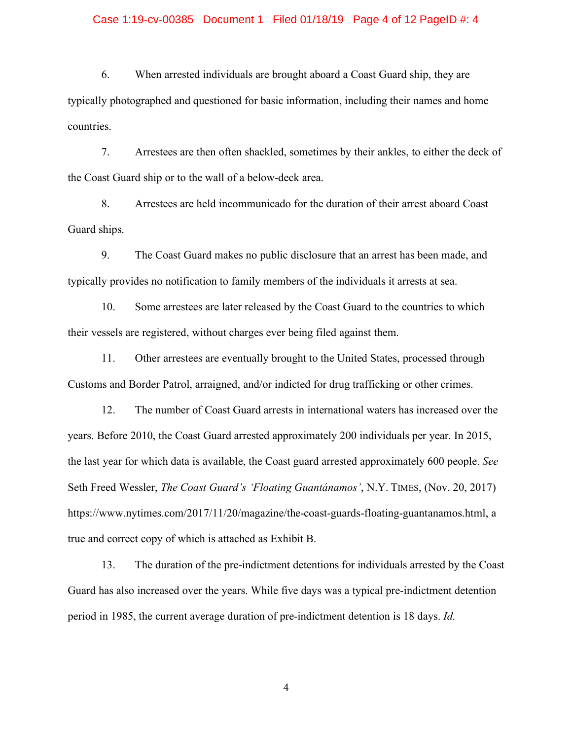6. When arrested individuals are brought aboard a Coast Guard ship, they are typically photographed and questioned for basic information, including their names and home countries.

7. Arrestees are then often shackled, sometimes by their ankles, to either the deck of the Coast Guard ship or to the wall of a below-deck area.

8. Arrestees are held incommunicado for the duration of their arrest aboard Coast Guard ships.

9. The Coast Guard makes no public disclosure that an arrest has been made, and typically provides no notification to family members of the individuals it arrests at sea.

10. Some arrestees are later released by the Coast Guard to the countries to which their vessels are registered, without charges ever being filed against them.

11. Other arrestees are eventually brought to the United States, processed through Customs and Border Patrol, arraigned, and/or indicted for drug trafficking or other crimes.

12. The number of Coast Guard arrests in international waters has increased over the years. Before 2010, the Coast Guard arrested approximately 200 individuals per year. In 2015, the last year for which data is available, the Coast guard arrested approximately 600 people. *See* Seth Freed Wessler, *The Coast Guard's 'Floating Guantánamos'*, N.Y. TIMES, (Nov. 20, 2017) https://www.nytimes.com/2017/11/20/magazine/the-coast-guards-floating-guantanamos.html, a true and correct copy of which is attached as Exhibit B.

13. The duration of the pre-indictment detentions for individuals arrested by the Coast Guard has also increased over the years. While five days was a typical pre-indictment detention period in 1985, the current average duration of pre-indictment detention is 18 days. *Id.*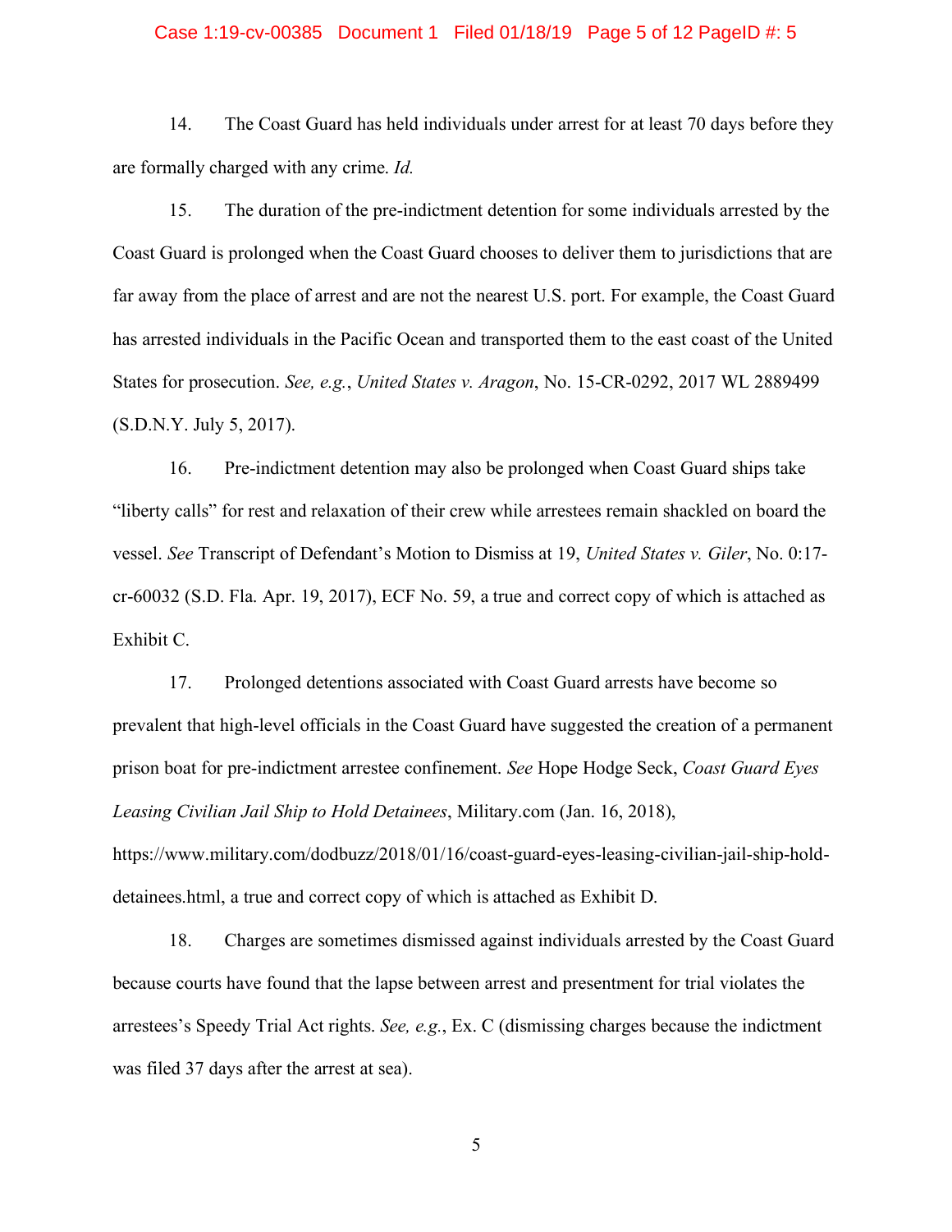14. The Coast Guard has held individuals under arrest for at least 70 days before they are formally charged with any crime. *Id.*

15. The duration of the pre-indictment detention for some individuals arrested by the Coast Guard is prolonged when the Coast Guard chooses to deliver them to jurisdictions that are far away from the place of arrest and are not the nearest U.S. port. For example, the Coast Guard has arrested individuals in the Pacific Ocean and transported them to the east coast of the United States for prosecution. *See, e.g.*, *United States v. Aragon*, No. 15-CR-0292, 2017 WL 2889499 (S.D.N.Y. July 5, 2017).

16. Pre-indictment detention may also be prolonged when Coast Guard ships take "liberty calls" for rest and relaxation of their crew while arrestees remain shackled on board the vessel. *See* Transcript of Defendant's Motion to Dismiss at 19, *United States v. Giler*, No. 0:17-cr-60032 (S.D. Fla. Apr. 19, 2017), ECF No. 59, a true and correct copy of which is attached as Exhibit C.

17. Prolonged detentions associated with Coast Guard arrests have become so prevalent that high-level officials in the Coast Guard have suggested the creation of a permanent prison boat for pre-indictment arrestee confinement. *See* Hope Hodge Seck, *Coast Guard Eyes Leasing Civilian Jail Ship to Hold Detainees*, Military.com (Jan. 16, 2018), https://www.military.com/dodbuzz/2018/01/16/coast-guard-eyes-leasing-civilian-jail-ship-hold-detainees.html, a true and correct copy of which is attached as Exhibit D.

18. Charges are sometimes dismissed against individuals arrested by the Coast Guard because courts have found that the lapse between arrest and presentment for trial violates the arrestees's Speedy Trial Act rights. *See, e.g.*, Ex. C (dismissing charges because the indictment was filed 37 days after the arrest at sea).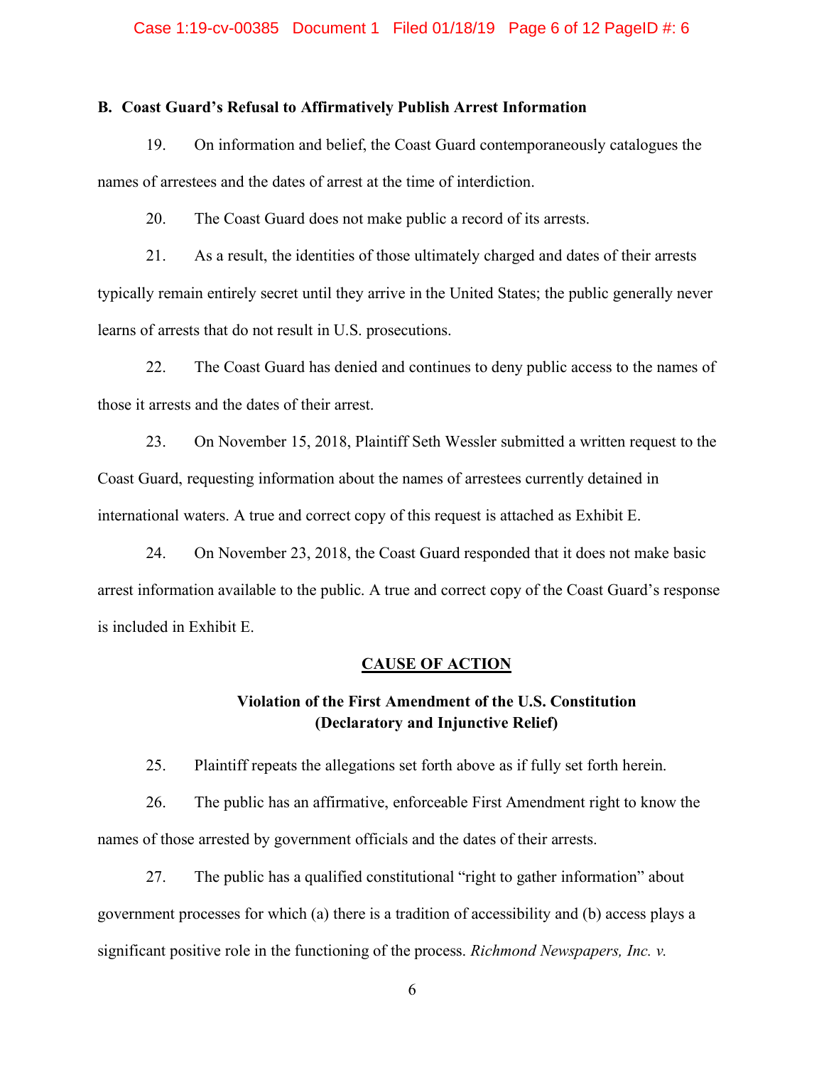### B. Coast Guard's Refusal to Affirmatively Publish Arrest Information

19. On information and belief, the Coast Guard contemporaneously catalogues the names of arrestees and the dates of arrest at the time of interdiction.

20. The Coast Guard does not make public a record of its arrests.

21. As a result, the identities of those ultimately charged and dates of their arrests typically remain entirely secret until they arrive in the United States; the public generally never learns of arrests that do not result in U.S. prosecutions.

22. The Coast Guard has denied and continues to deny public access to the names of those it arrests and the dates of their arrest.

23. On November 15, 2018, Plaintiff Seth Wessler submitted a written request to the Coast Guard, requesting information about the names of arrestees currently detained in international waters. A true and correct copy of this request is attached as Exhibit E.

24. On November 23, 2018, the Coast Guard responded that it does not make basic arrest information available to the public. A true and correct copy of the Coast Guard's response is included in Exhibit E.

## CAUSE OF ACTION

### Violation of the First Amendment of the U.S. Constitution (Declaratory and Injunctive Relief)

25. Plaintiff repeats the allegations set forth above as if fully set forth herein.

26. The public has an affirmative, enforceable First Amendment right to know the names of those arrested by government officials and the dates of their arrests.

27. The public has a qualified constitutional "right to gather information" about government processes for which (a) there is a tradition of accessibility and (b) access plays a significant positive role in the functioning of the process. *Richmond Newspapers, Inc. v.*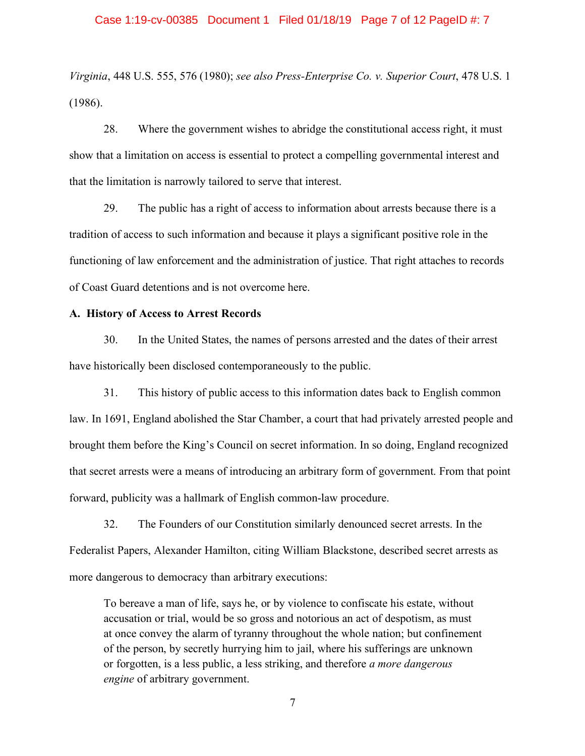*Virginia*, 448 U.S. 555, 576 (1980); *see also Press-Enterprise Co. v. Superior Court*, 478 U.S. 1 (1986).

28. Where the government wishes to abridge the constitutional access right, it must show that a limitation on access is essential to protect a compelling governmental interest and that the limitation is narrowly tailored to serve that interest.

29. The public has a right of access to information about arrests because there is a tradition of access to such information and because it plays a significant positive role in the functioning of law enforcement and the administration of justice. That right attaches to records of Coast Guard detentions and is not overcome here.

**A. History of Access to Arrest Records**

30. In the United States, the names of persons arrested and the dates of their arrest have historically been disclosed contemporaneously to the public.

31. This history of public access to this information dates back to English common law. In 1691, England abolished the Star Chamber, a court that had privately arrested people and brought them before the King's Council on secret information. In so doing, England recognized that secret arrests were a means of introducing an arbitrary form of government. From that point forward, publicity was a hallmark of English common-law procedure.

32. The Founders of our Constitution similarly denounced secret arrests. In the Federalist Papers, Alexander Hamilton, citing William Blackstone, described secret arrests as more dangerous to democracy than arbitrary executions:

> To bereave a man of life, says he, or by violence to confiscate his estate, without accusation or trial, would be so gross and notorious an act of despotism, as must at once convey the alarm of tyranny throughout the whole nation; but confinement of the person, by secretly hurrying him to jail, where his sufferings are unknown or forgotten, is a less public, a less striking, and therefore *a more dangerous engine* of arbitrary government.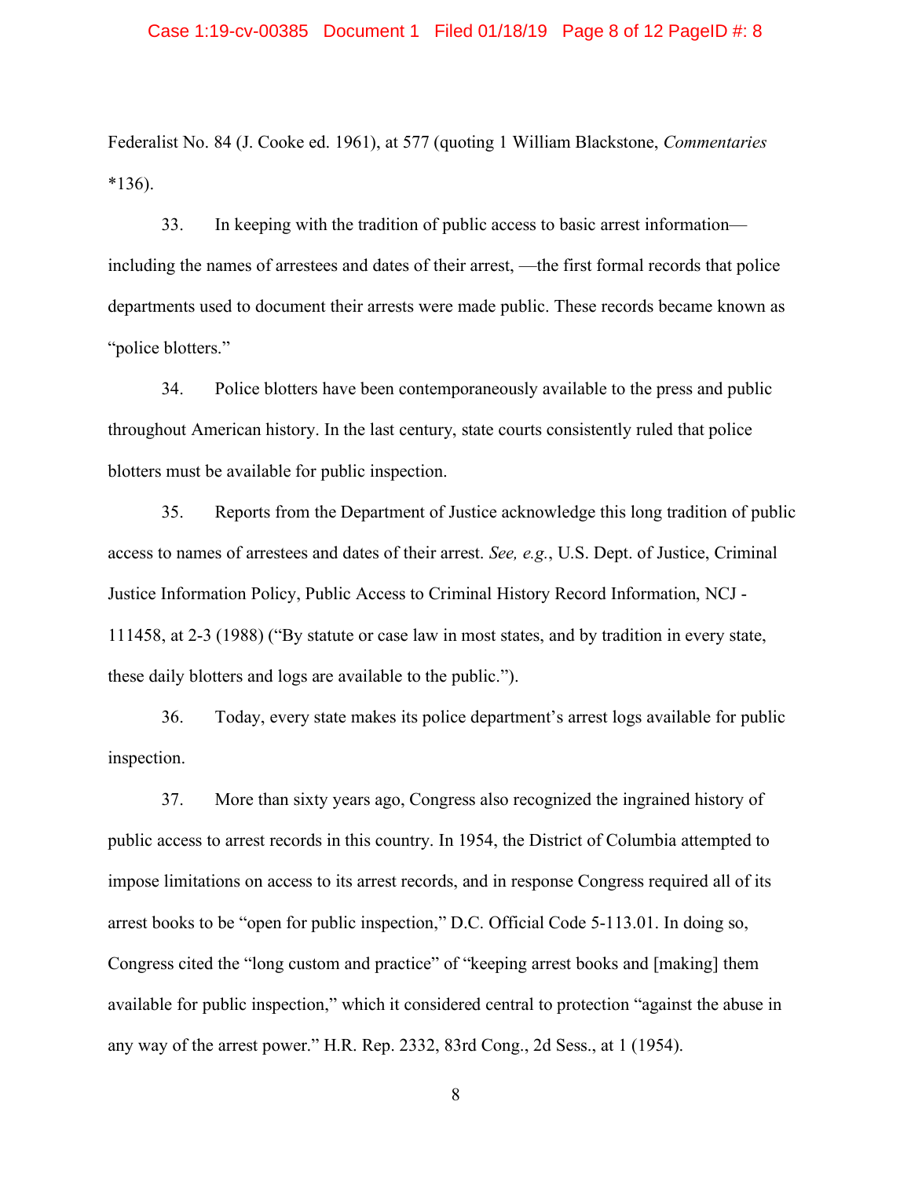Federalist No. 84 (J. Cooke ed. 1961), at 577 (quoting 1 William Blackstone, *Commentaries* *136).

33. In keeping with the tradition of public access to basic arrest information—including the names of arrestees and dates of their arrest, —the first formal records that police departments used to document their arrests were made public. These records became known as "police blotters."

34. Police blotters have been contemporaneously available to the press and public throughout American history. In the last century, state courts consistently ruled that police blotters must be available for public inspection.

35. Reports from the Department of Justice acknowledge this long tradition of public access to names of arrestees and dates of their arrest. *See, e.g.*, U.S. Dept. of Justice, Criminal Justice Information Policy, Public Access to Criminal History Record Information, NCJ - 111458, at 2-3 (1988) ("By statute or case law in most states, and by tradition in every state, these daily blotters and logs are available to the public.").

36. Today, every state makes its police department's arrest logs available for public inspection.

37. More than sixty years ago, Congress also recognized the ingrained history of public access to arrest records in this country. In 1954, the District of Columbia attempted to impose limitations on access to its arrest records, and in response Congress required all of its arrest books to be "open for public inspection," D.C. Official Code 5-113.01. In doing so, Congress cited the "long custom and practice" of "keeping arrest books and [making] them available for public inspection," which it considered central to protection "against the abuse in any way of the arrest power." H.R. Rep. 2332, 83rd Cong., 2d Sess., at 1 (1954).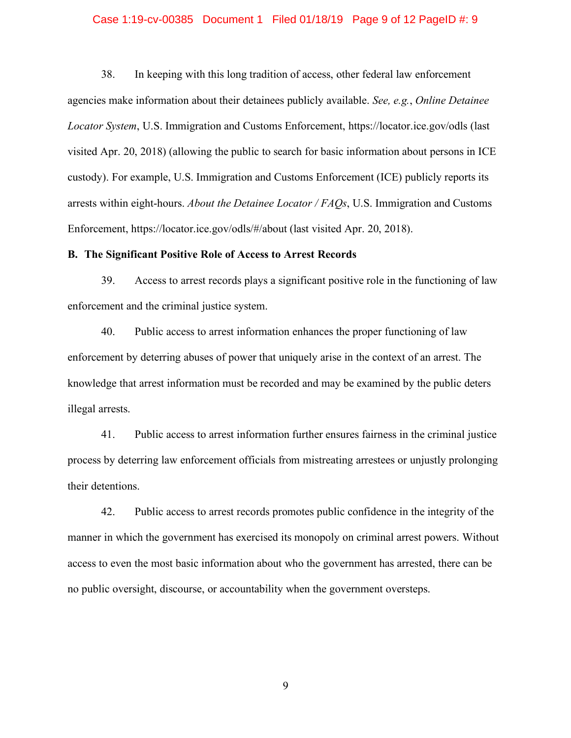38. In keeping with this long tradition of access, other federal law enforcement agencies make information about their detainees publicly available. *See, e.g.*, *Online Detainee Locator System*, U.S. Immigration and Customs Enforcement, https://locator.ice.gov/odls (last visited Apr. 20, 2018) (allowing the public to search for basic information about persons in ICE custody). For example, U.S. Immigration and Customs Enforcement (ICE) publicly reports its arrests within eight-hours. *About the Detainee Locator / FAQs*, U.S. Immigration and Customs Enforcement, https://locator.ice.gov/odls/#/about (last visited Apr. 20, 2018).

**B. The Significant Positive Role of Access to Arrest Records**

39. Access to arrest records plays a significant positive role in the functioning of law enforcement and the criminal justice system.

40. Public access to arrest information enhances the proper functioning of law enforcement by deterring abuses of power that uniquely arise in the context of an arrest. The knowledge that arrest information must be recorded and may be examined by the public deters illegal arrests.

41. Public access to arrest information further ensures fairness in the criminal justice process by deterring law enforcement officials from mistreating arrestees or unjustly prolonging their detentions.

42. Public access to arrest records promotes public confidence in the integrity of the manner in which the government has exercised its monopoly on criminal arrest powers. Without access to even the most basic information about who the government has arrested, there can be no public oversight, discourse, or accountability when the government oversteps.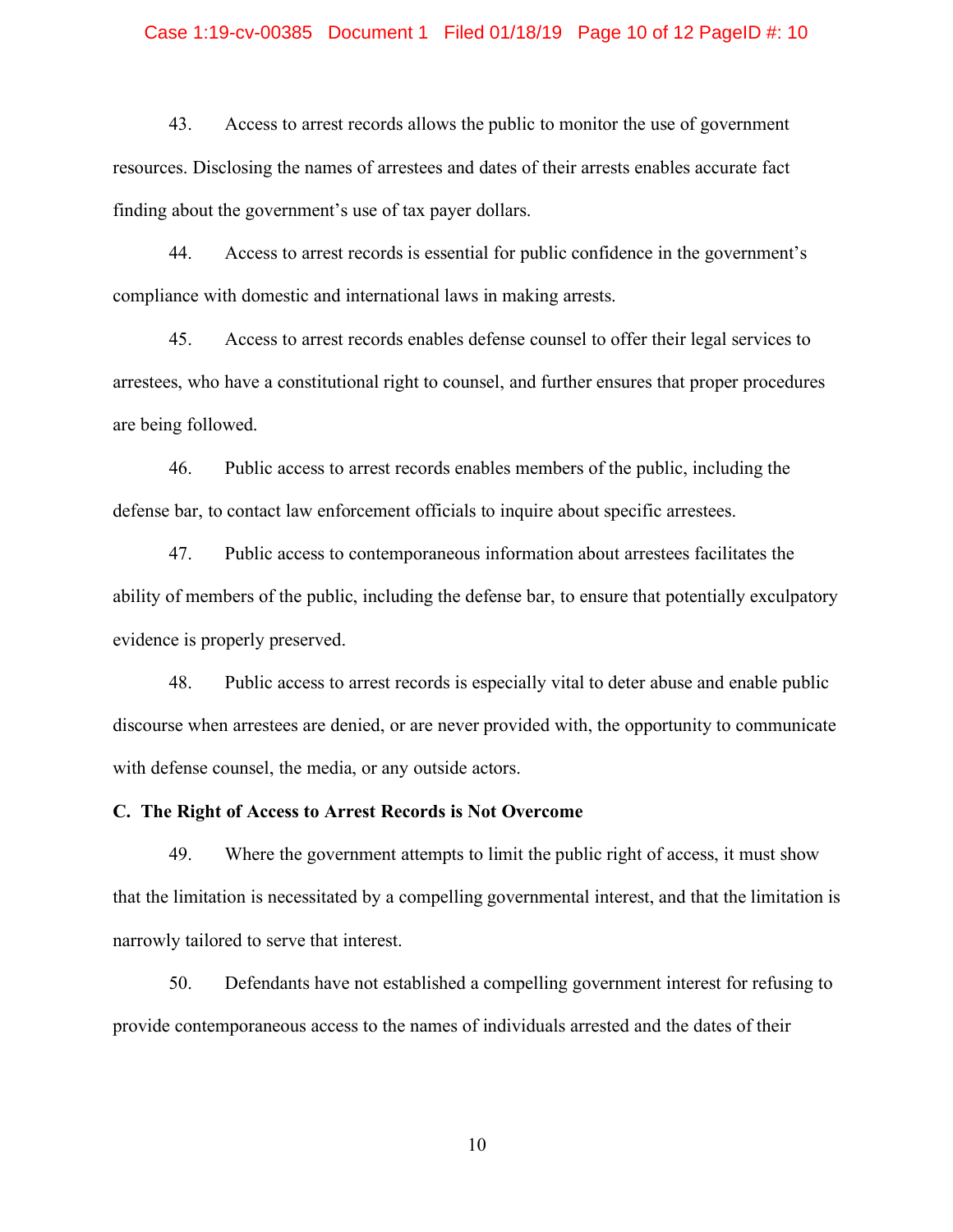43. Access to arrest records allows the public to monitor the use of government resources. Disclosing the names of arrestees and dates of their arrests enables accurate fact finding about the government's use of tax payer dollars.

44. Access to arrest records is essential for public confidence in the government's compliance with domestic and international laws in making arrests.

45. Access to arrest records enables defense counsel to offer their legal services to arrestees, who have a constitutional right to counsel, and further ensures that proper procedures are being followed.

46. Public access to arrest records enables members of the public, including the defense bar, to contact law enforcement officials to inquire about specific arrestees.

47. Public access to contemporaneous information about arrestees facilitates the ability of members of the public, including the defense bar, to ensure that potentially exculpatory evidence is properly preserved.

48. Public access to arrest records is especially vital to deter abuse and enable public discourse when arrestees are denied, or are never provided with, the opportunity to communicate with defense counsel, the media, or any outside actors.

**C. The Right of Access to Arrest Records is Not Overcome**

49. Where the government attempts to limit the public right of access, it must show that the limitation is necessitated by a compelling governmental interest, and that the limitation is narrowly tailored to serve that interest.

50. Defendants have not established a compelling government interest for refusing to provide contemporaneous access to the names of individuals arrested and the dates of their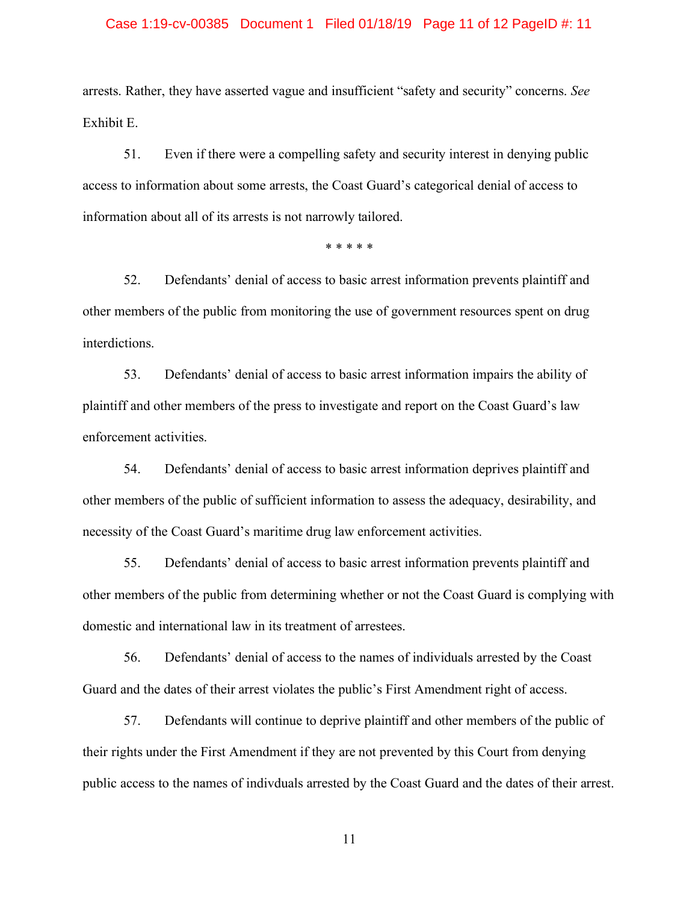arrests. Rather, they have asserted vague and insufficient “safety and security” concerns. *See* Exhibit E.

51. Even if there were a compelling safety and security interest in denying public access to information about some arrests, the Coast Guard’s categorical denial of access to information about all of its arrests is not narrowly tailored.

\* \* \* \* \*

52. Defendants’ denial of access to basic arrest information prevents plaintiff and other members of the public from monitoring the use of government resources spent on drug interdictions.

53. Defendants’ denial of access to basic arrest information impairs the ability of plaintiff and other members of the press to investigate and report on the Coast Guard’s law enforcement activities.

54. Defendants’ denial of access to basic arrest information deprives plaintiff and other members of the public of sufficient information to assess the adequacy, desirability, and necessity of the Coast Guard’s maritime drug law enforcement activities.

55. Defendants’ denial of access to basic arrest information prevents plaintiff and other members of the public from determining whether or not the Coast Guard is complying with domestic and international law in its treatment of arrestees.

56. Defendants’ denial of access to the names of individuals arrested by the Coast Guard and the dates of their arrest violates the public’s First Amendment right of access.

57. Defendants will continue to deprive plaintiff and other members of the public of their rights under the First Amendment if they are not prevented by this Court from denying public access to the names of indivduals arrested by the Coast Guard and the dates of their arrest.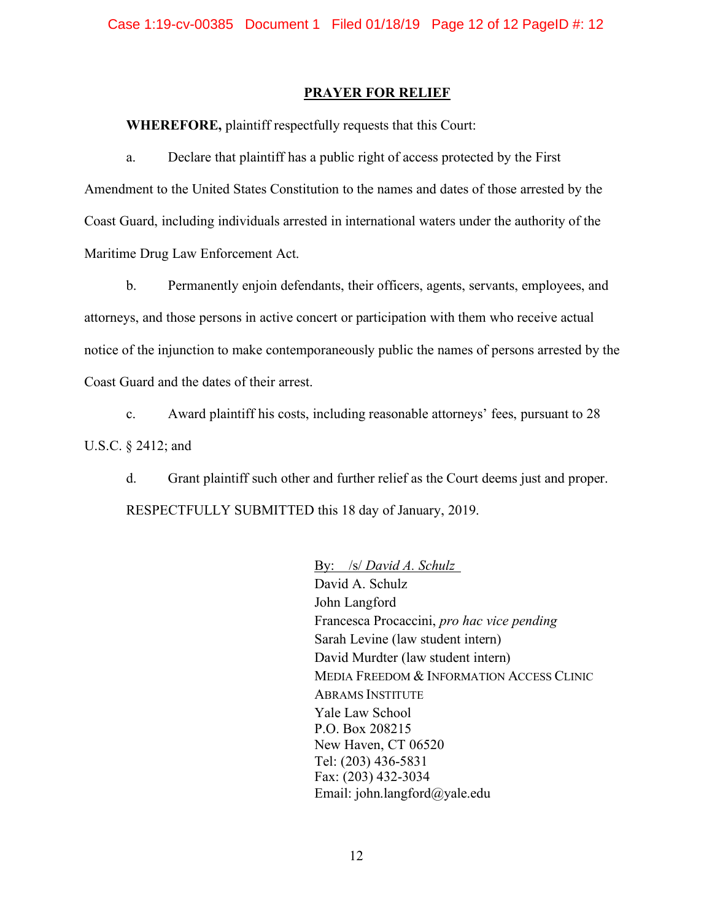## PRAYER FOR RELIEF

**WHEREFORE,** plaintiff respectfully requests that this Court:

a. Declare that plaintiff has a public right of access protected by the First Amendment to the United States Constitution to the names and dates of those arrested by the Coast Guard, including individuals arrested in international waters under the authority of the Maritime Drug Law Enforcement Act.

b. Permanently enjoin defendants, their officers, agents, servants, employees, and attorneys, and those persons in active concert or participation with them who receive actual notice of the injunction to make contemporaneously public the names of persons arrested by the Coast Guard and the dates of their arrest.

c. Award plaintiff his costs, including reasonable attorneys' fees, pursuant to 28 U.S.C. § 2412; and

d. Grant plaintiff such other and further relief as the Court deems just and proper.

RESPECTFULLY SUBMITTED this 18 day of January, 2019.

By: /s/ *David A. Schulz*
David A. Schulz
John Langford
Francesca Procaccini, *pro hac vice pending*
Sarah Levine (law student intern)
David Murdter (law student intern)
MEDIA FREEDOM & INFORMATION ACCESS CLINIC
ABRAMS INSTITUTE
Yale Law School
P.O. Box 208215
New Haven, CT 06520
Tel: (203) 436-5831
Fax: (203) 432-3034
Email: john.langford@yale.edu